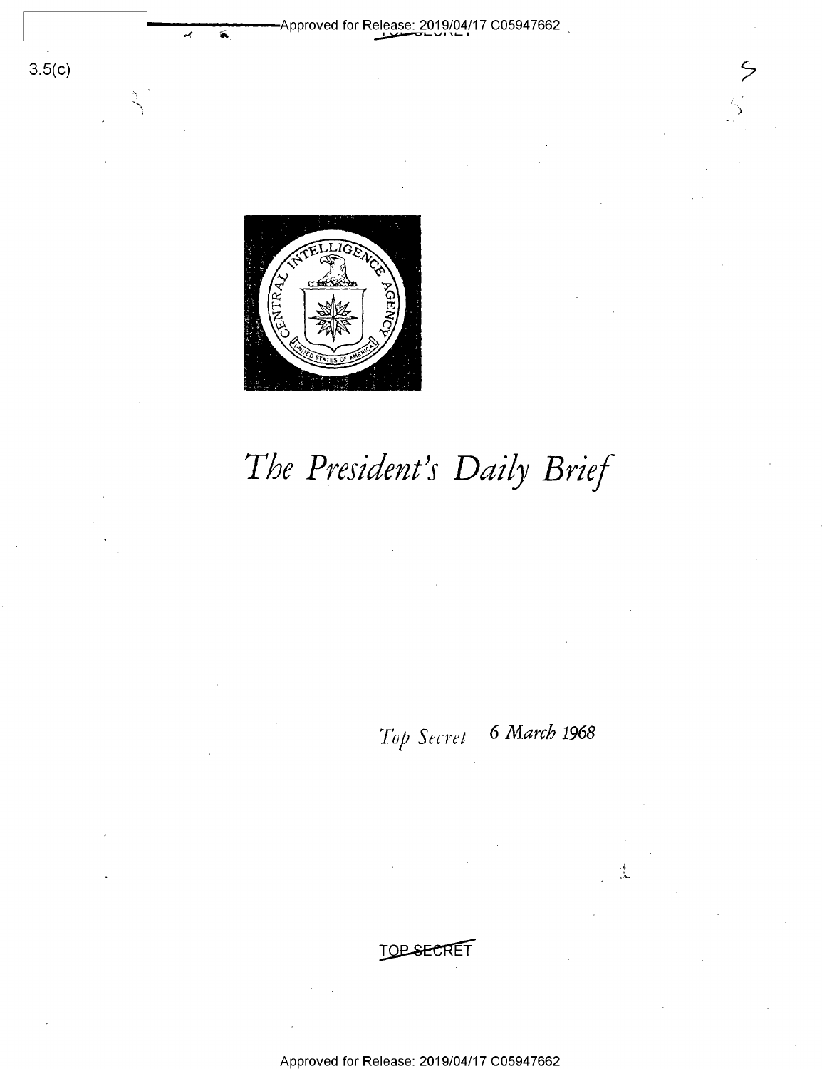3.5(c)

# The President's Daily Brief

*Top Secret* *6 March 1968*

TOP SECRET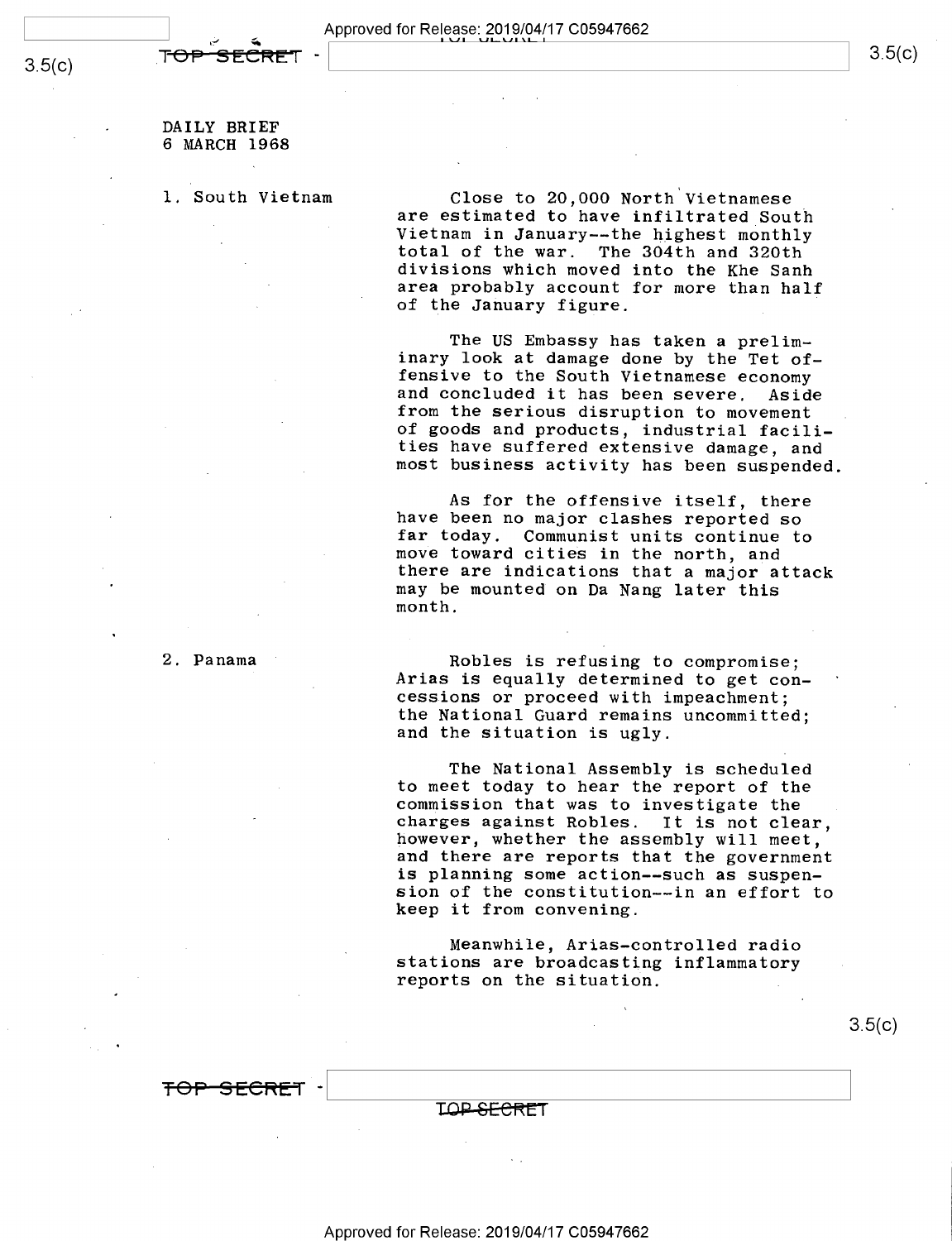DAILY BRIEF
6 MARCH 1968

1. South Vietnam

Close to 20,000 North Vietnamese are estimated to have infiltrated South Vietnam in January--the highest monthly total of the war. The 304th and 320th divisions which moved into the Khe Sanh area probably account for more than half of the January figure.

The US Embassy has taken a preliminary look at damage done by the Tet offensive to the South Vietnamese economy and concluded it has been severe. Aside from the serious disruption to movement of goods and products, industrial facilities have suffered extensive damage, and most business activity has been suspended.

As for the offensive itself, there have been no major clashes reported so far today. Communist units continue to move toward cities in the north, and there are indications that a major attack may be mounted on Da Nang later this month.

2. Panama

Robles is refusing to compromise; Arias is equally determined to get concessions or proceed with impeachment; the National Guard remains uncommitted; and the situation is ugly.

The National Assembly is scheduled to meet today to hear the report of the commission that was to investigate the charges against Robles. It is not clear, however, whether the assembly will meet, and there are reports that the government is planning some action--such as suspension of the constitution--in an effort to keep it from convening.

Meanwhile, Arias-controlled radio stations are broadcasting inflammatory reports on the situation.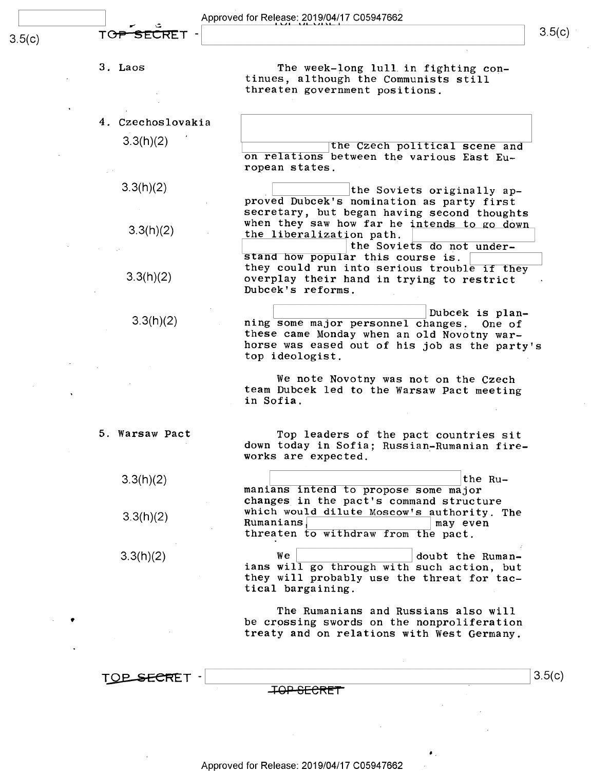3. Laos

The week-long lull in fighting continues, although the Communists still threaten government positions.

4. Czechoslovakia

3.3(h)(2)

the Czech political scene and on relations between the various East European states.

3.3(h)(2)

the Soviets originally approved Dubcek's nomination as party first secretary, but began having second thoughts when they saw how far he intends to go down the liberalization path.

3.3(h)(2)

the Soviets do not understand how popular this course is. they could run into serious trouble if they overplay their hand in trying to restrict Dubcek's reforms.

3.3(h)(2)

3.3(h)(2)

Dubcek is planning some major personnel changes. One of these came Monday when an old Novotny warhorse was eased out of his job as the party's top ideologist.

We note Novotny was not on the Czech team Dubcek led to the Warsaw Pact meeting in Sofia.

5. Warsaw Pact

Top leaders of the pact countries sit down today in Sofia; Russian-Rumanian fireworks are expected.

3.3(h)(2)

the Rumanians intend to propose some major changes in the pact's command structure which would dilute Moscow's authority. The Rumanians, may even threaten to withdraw from the pact.

3.3(h)(2)

3.3(h)(2)

We doubt the Rumanians will go through with such action, but they will probably use the threat for tactical bargaining.

The Rumanians and Russians also will be crossing swords on the nonproliferation treaty and on relations with West Germany.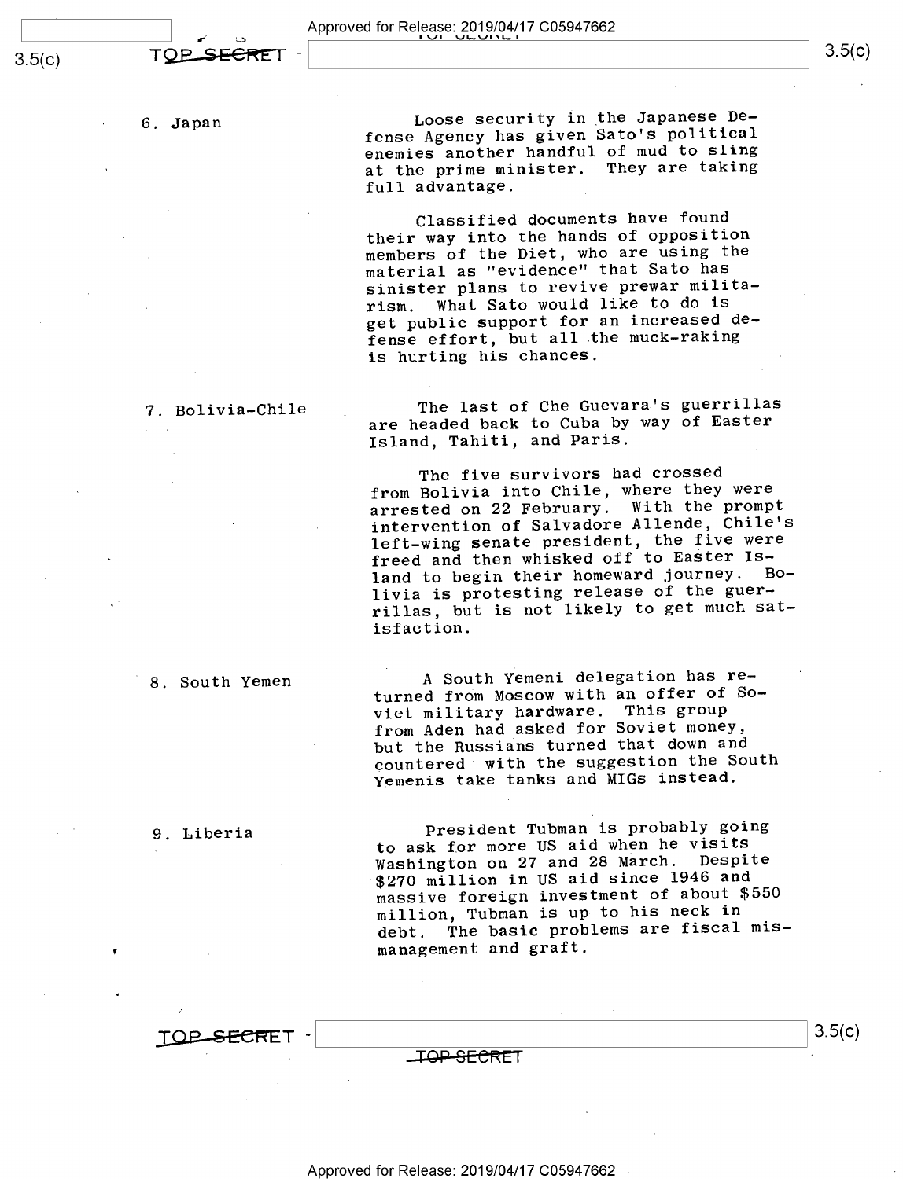6. Japan

Loose security in the Japanese Defense Agency has given Sato's political enemies another handful of mud to sling at the prime minister. They are taking full advantage.

Classified documents have found their way into the hands of opposition members of the Diet, who are using the material as "evidence" that Sato has sinister plans to revive prewar militarism. What Sato would like to do is get public support for an increased defense effort, but all the muck-raking is hurting his chances.

7. Bolivia-Chile

The last of Che Guevara's guerrillas are headed back to Cuba by way of Easter Island, Tahiti, and Paris.

The five survivors had crossed from Bolivia into Chile, where they were arrested on 22 February. With the prompt intervention of Salvadore Allende, Chile's left-wing senate president, the five were freed and then whisked off to Easter Island to begin their homeward journey. Bolivia is protesting release of the guerrillas, but is not likely to get much satisfaction.

8. South Yemen

A South Yemeni delegation has returned from Moscow with an offer of Soviet military hardware. This group from Aden had asked for Soviet money, but the Russians turned that down and countered with the suggestion the South Yemenis take tanks and MIGs instead.

9. Liberia

President Tubman is probably going to ask for more US aid when he visits Washington on 27 and 28 March. Despite $270 million in US aid since 1946 and massive foreign investment of about $550 million, Tubman is up to his neck in debt. The basic problems are fiscal mismanagement and graft.